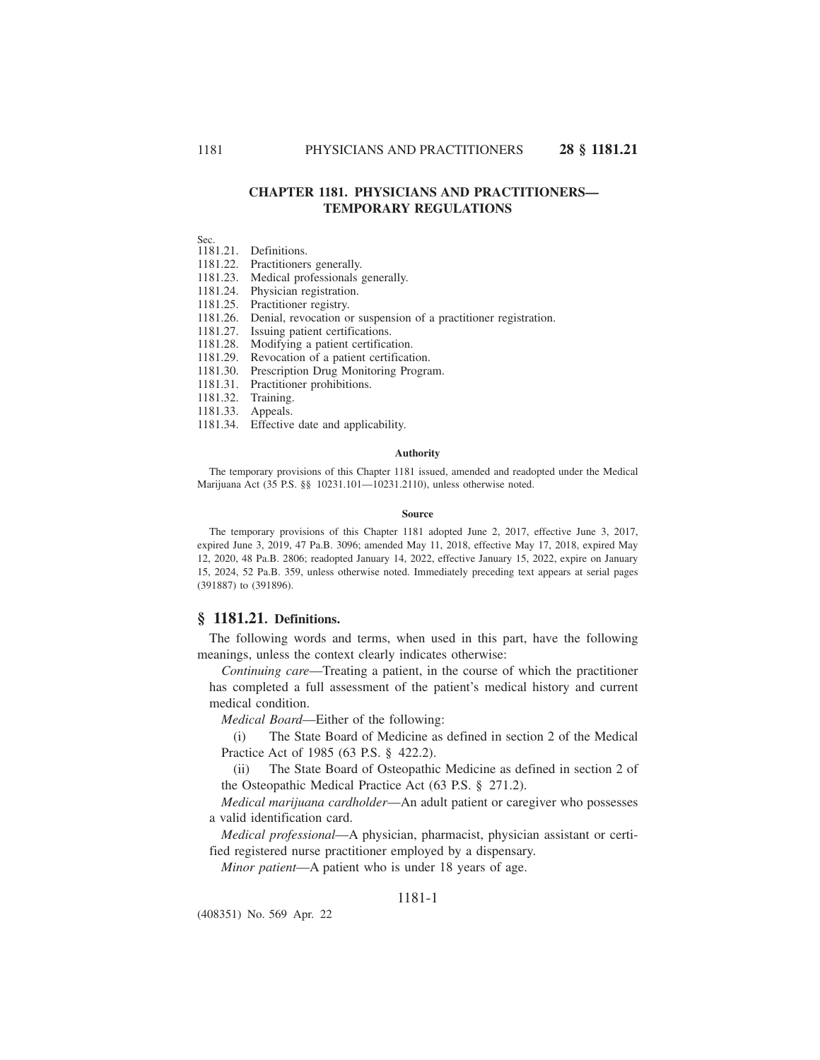# CHAPTER 1181. PHYSICIANS AND PRACTITIONERS—TEMPORARY REGULATIONS

Sec.
1181.21. Definitions.
1181.22. Practitioners generally.
1181.23. Medical professionals generally.
1181.24. Physician registration.
1181.25. Practitioner registry.
1181.26. Denial, revocation or suspension of a practitioner registration.
1181.27. Issuing patient certifications.
1181.28. Modifying a patient certification.
1181.29. Revocation of a patient certification.
1181.30. Prescription Drug Monitoring Program.
1181.31. Practitioner prohibitions.
1181.32. Training.
1181.33. Appeals.
1181.34. Effective date and applicability.

**Authority**

The temporary provisions of this Chapter 1181 issued, amended and readopted under the Medical Marijuana Act (35 P.S. §§ 10231.101—10231.2110), unless otherwise noted.

**Source**

The temporary provisions of this Chapter 1181 adopted June 2, 2017, effective June 3, 2017, expired June 3, 2019, 47 Pa.B. 3096; amended May 11, 2018, effective May 17, 2018, expired May 12, 2020, 48 Pa.B. 2806; readopted January 14, 2022, effective January 15, 2022, expire on January 15, 2024, 52 Pa.B. 359, unless otherwise noted. Immediately preceding text appears at serial pages (391887) to (391896).

## § 1181.21. Definitions.

The following words and terms, when used in this part, have the following meanings, unless the context clearly indicates otherwise:

*Continuing care*—Treating a patient, in the course of which the practitioner has completed a full assessment of the patient's medical history and current medical condition.

*Medical Board*—Either of the following:

(i) The State Board of Medicine as defined in section 2 of the Medical Practice Act of 1985 (63 P.S. § 422.2).

(ii) The State Board of Osteopathic Medicine as defined in section 2 of the Osteopathic Medical Practice Act (63 P.S. § 271.2).

*Medical marijuana cardholder*—An adult patient or caregiver who possesses a valid identification card.

*Medical professional*—A physician, pharmacist, physician assistant or certified registered nurse practitioner employed by a dispensary.

*Minor patient*—A patient who is under 18 years of age.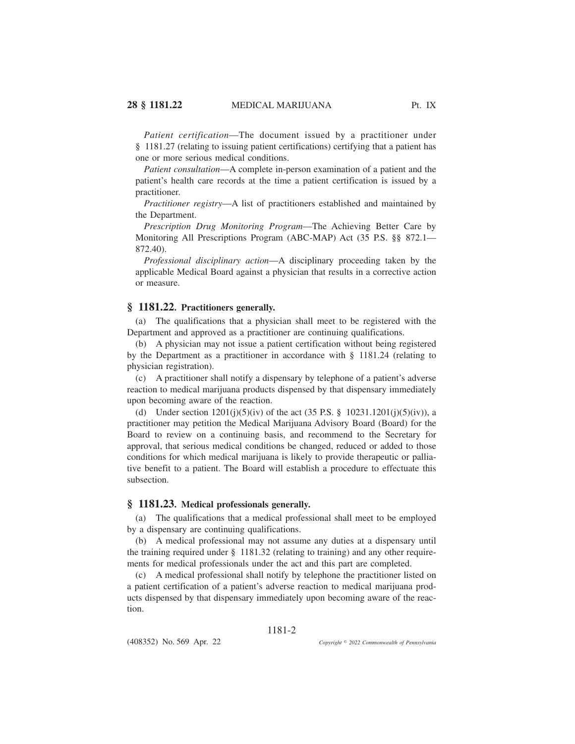*Patient certification*—The document issued by a practitioner under § 1181.27 (relating to issuing patient certifications) certifying that a patient has one or more serious medical conditions.

*Patient consultation*—A complete in-person examination of a patient and the patient's health care records at the time a patient certification is issued by a practitioner.

*Practitioner registry*—A list of practitioners established and maintained by the Department.

*Prescription Drug Monitoring Program*—The Achieving Better Care by Monitoring All Prescriptions Program (ABC-MAP) Act (35 P.S. §§ 872.1—872.40).

*Professional disciplinary action*—A disciplinary proceeding taken by the applicable Medical Board against a physician that results in a corrective action or measure.

## § 1181.22. Practitioners generally.

(a) The qualifications that a physician shall meet to be registered with the Department and approved as a practitioner are continuing qualifications.

(b) A physician may not issue a patient certification without being registered by the Department as a practitioner in accordance with § 1181.24 (relating to physician registration).

(c) A practitioner shall notify a dispensary by telephone of a patient's adverse reaction to medical marijuana products dispensed by that dispensary immediately upon becoming aware of the reaction.

(d) Under section 1201(j)(5)(iv) of the act (35 P.S. § 10231.1201(j)(5)(iv)), a practitioner may petition the Medical Marijuana Advisory Board (Board) for the Board to review on a continuing basis, and recommend to the Secretary for approval, that serious medical conditions be changed, reduced or added to those conditions for which medical marijuana is likely to provide therapeutic or palliative benefit to a patient. The Board will establish a procedure to effectuate this subsection.

## § 1181.23. Medical professionals generally.

(a) The qualifications that a medical professional shall meet to be employed by a dispensary are continuing qualifications.

(b) A medical professional may not assume any duties at a dispensary until the training required under § 1181.32 (relating to training) and any other requirements for medical professionals under the act and this part are completed.

(c) A medical professional shall notify by telephone the practitioner listed on a patient certification of a patient's adverse reaction to medical marijuana products dispensed by that dispensary immediately upon becoming aware of the reaction.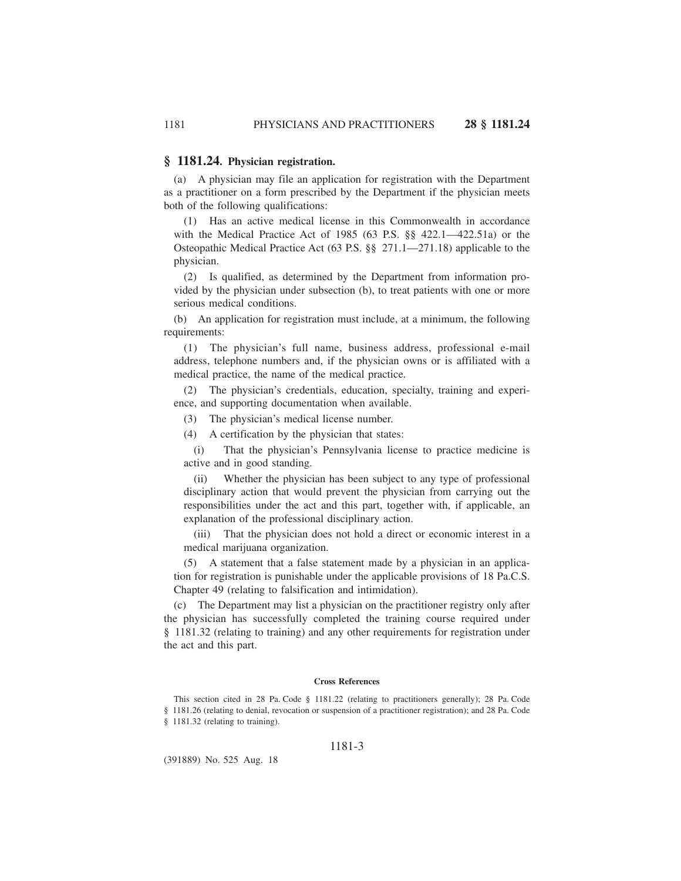## § 1181.24. Physician registration.

(a) A physician may file an application for registration with the Department as a practitioner on a form prescribed by the Department if the physician meets both of the following qualifications:

(1) Has an active medical license in this Commonwealth in accordance with the Medical Practice Act of 1985 (63 P.S. §§ 422.1—422.51a) or the Osteopathic Medical Practice Act (63 P.S. §§ 271.1—271.18) applicable to the physician.

(2) Is qualified, as determined by the Department from information provided by the physician under subsection (b), to treat patients with one or more serious medical conditions.

(b) An application for registration must include, at a minimum, the following requirements:

(1) The physician's full name, business address, professional e-mail address, telephone numbers and, if the physician owns or is affiliated with a medical practice, the name of the medical practice.

(2) The physician's credentials, education, specialty, training and experience, and supporting documentation when available.

(3) The physician's medical license number.

(4) A certification by the physician that states:

(i) That the physician's Pennsylvania license to practice medicine is active and in good standing.

(ii) Whether the physician has been subject to any type of professional disciplinary action that would prevent the physician from carrying out the responsibilities under the act and this part, together with, if applicable, an explanation of the professional disciplinary action.

(iii) That the physician does not hold a direct or economic interest in a medical marijuana organization.

(5) A statement that a false statement made by a physician in an application for registration is punishable under the applicable provisions of 18 Pa.C.S. Chapter 49 (relating to falsification and intimidation).

(c) The Department may list a physician on the practitioner registry only after the physician has successfully completed the training course required under § 1181.32 (relating to training) and any other requirements for registration under the act and this part.

**Cross References**

This section cited in 28 Pa. Code § 1181.22 (relating to practitioners generally); 28 Pa. Code § 1181.26 (relating to denial, revocation or suspension of a practitioner registration); and 28 Pa. Code § 1181.32 (relating to training).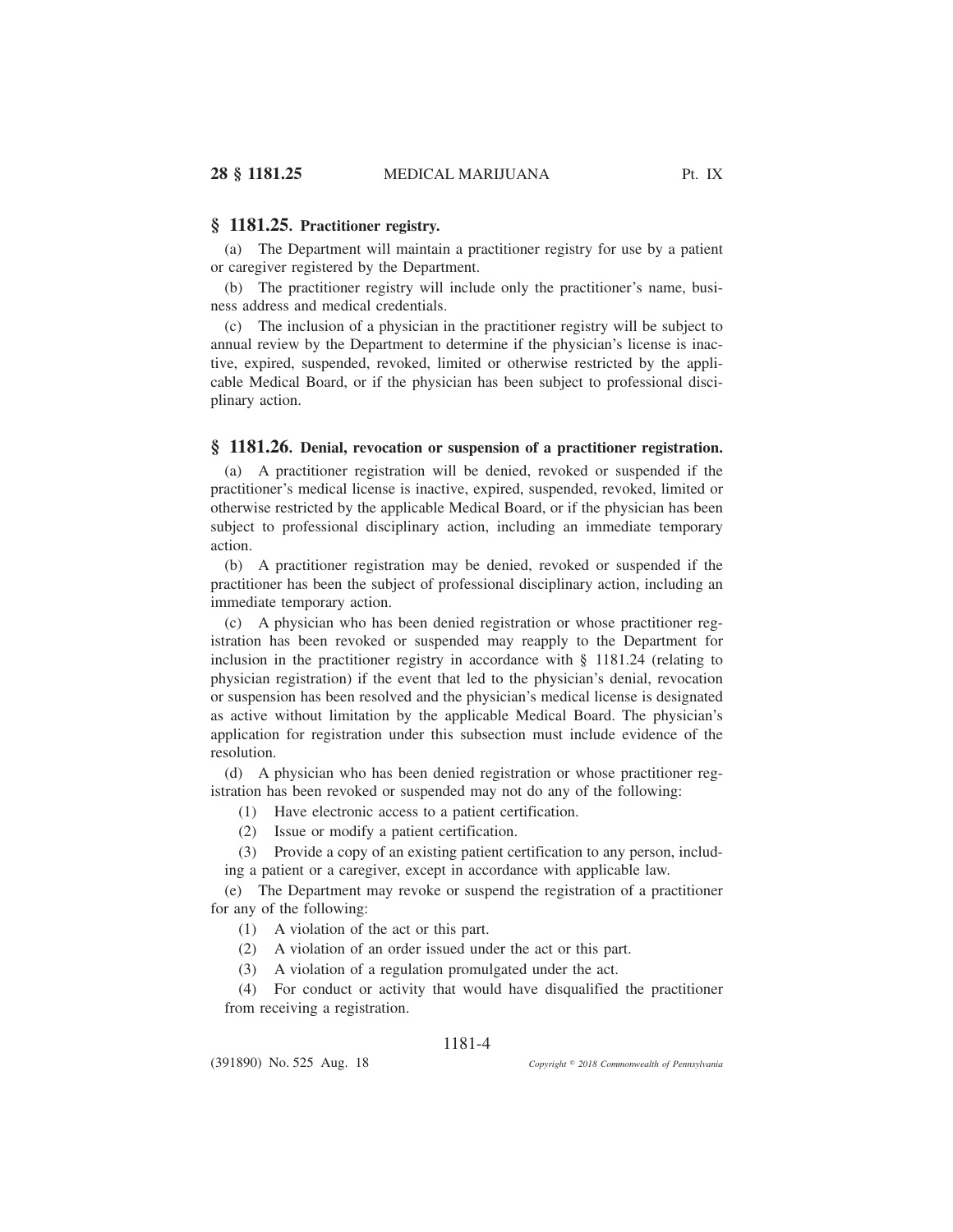## § 1181.25. Practitioner registry.

(a) The Department will maintain a practitioner registry for use by a patient or caregiver registered by the Department.

(b) The practitioner registry will include only the practitioner's name, business address and medical credentials.

(c) The inclusion of a physician in the practitioner registry will be subject to annual review by the Department to determine if the physician's license is inactive, expired, suspended, revoked, limited or otherwise restricted by the applicable Medical Board, or if the physician has been subject to professional disciplinary action.

## § 1181.26. Denial, revocation or suspension of a practitioner registration.

(a) A practitioner registration will be denied, revoked or suspended if the practitioner's medical license is inactive, expired, suspended, revoked, limited or otherwise restricted by the applicable Medical Board, or if the physician has been subject to professional disciplinary action, including an immediate temporary action.

(b) A practitioner registration may be denied, revoked or suspended if the practitioner has been the subject of professional disciplinary action, including an immediate temporary action.

(c) A physician who has been denied registration or whose practitioner registration has been revoked or suspended may reapply to the Department for inclusion in the practitioner registry in accordance with § 1181.24 (relating to physician registration) if the event that led to the physician's denial, revocation or suspension has been resolved and the physician's medical license is designated as active without limitation by the applicable Medical Board. The physician's application for registration under this subsection must include evidence of the resolution.

(d) A physician who has been denied registration or whose practitioner registration has been revoked or suspended may not do any of the following:

(1) Have electronic access to a patient certification.

(2) Issue or modify a patient certification.

(3) Provide a copy of an existing patient certification to any person, including a patient or a caregiver, except in accordance with applicable law.

(e) The Department may revoke or suspend the registration of a practitioner for any of the following:

(1) A violation of the act or this part.

(2) A violation of an order issued under the act or this part.

(3) A violation of a regulation promulgated under the act.

(4) For conduct or activity that would have disqualified the practitioner from receiving a registration.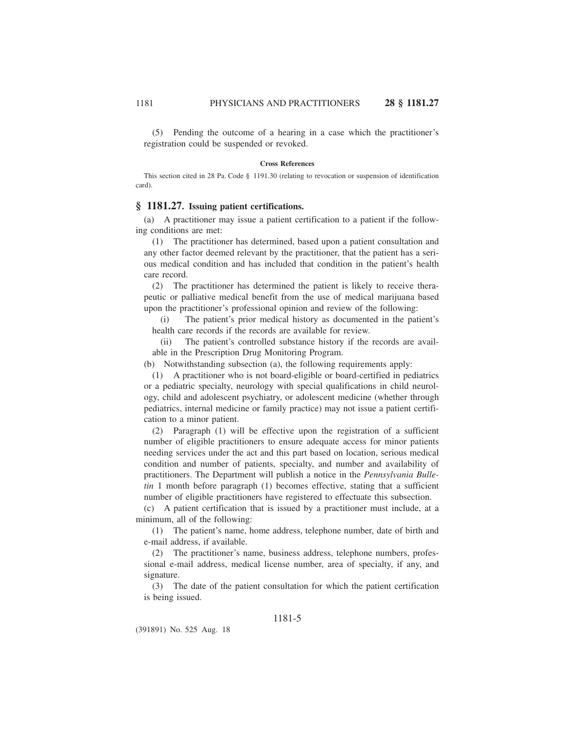(5) Pending the outcome of a hearing in a case which the practitioner's registration could be suspended or revoked.

**Cross References**

This section cited in 28 Pa. Code § 1191.30 (relating to revocation or suspension of identification card).

## § 1181.27. Issuing patient certifications.

(a) A practitioner may issue a patient certification to a patient if the following conditions are met:

(1) The practitioner has determined, based upon a patient consultation and any other factor deemed relevant by the practitioner, that the patient has a serious medical condition and has included that condition in the patient's health care record.

(2) The practitioner has determined the patient is likely to receive therapeutic or palliative medical benefit from the use of medical marijuana based upon the practitioner's professional opinion and review of the following:

(i) The patient's prior medical history as documented in the patient's health care records if the records are available for review.

(ii) The patient's controlled substance history if the records are available in the Prescription Drug Monitoring Program.

(b) Notwithstanding subsection (a), the following requirements apply:

(1) A practitioner who is not board-eligible or board-certified in pediatrics or a pediatric specialty, neurology with special qualifications in child neurology, child and adolescent psychiatry, or adolescent medicine (whether through pediatrics, internal medicine or family practice) may not issue a patient certification to a minor patient.

(2) Paragraph (1) will be effective upon the registration of a sufficient number of eligible practitioners to ensure adequate access for minor patients needing services under the act and this part based on location, serious medical condition and number of patients, specialty, and number and availability of practitioners. The Department will publish a notice in the *Pennsylvania Bulletin* 1 month before paragraph (1) becomes effective, stating that a sufficient number of eligible practitioners have registered to effectuate this subsection.

(c) A patient certification that is issued by a practitioner must include, at a minimum, all of the following:

(1) The patient's name, home address, telephone number, date of birth and e-mail address, if available.

(2) The practitioner's name, business address, telephone numbers, professional e-mail address, medical license number, area of specialty, if any, and signature.

(3) The date of the patient consultation for which the patient certification is being issued.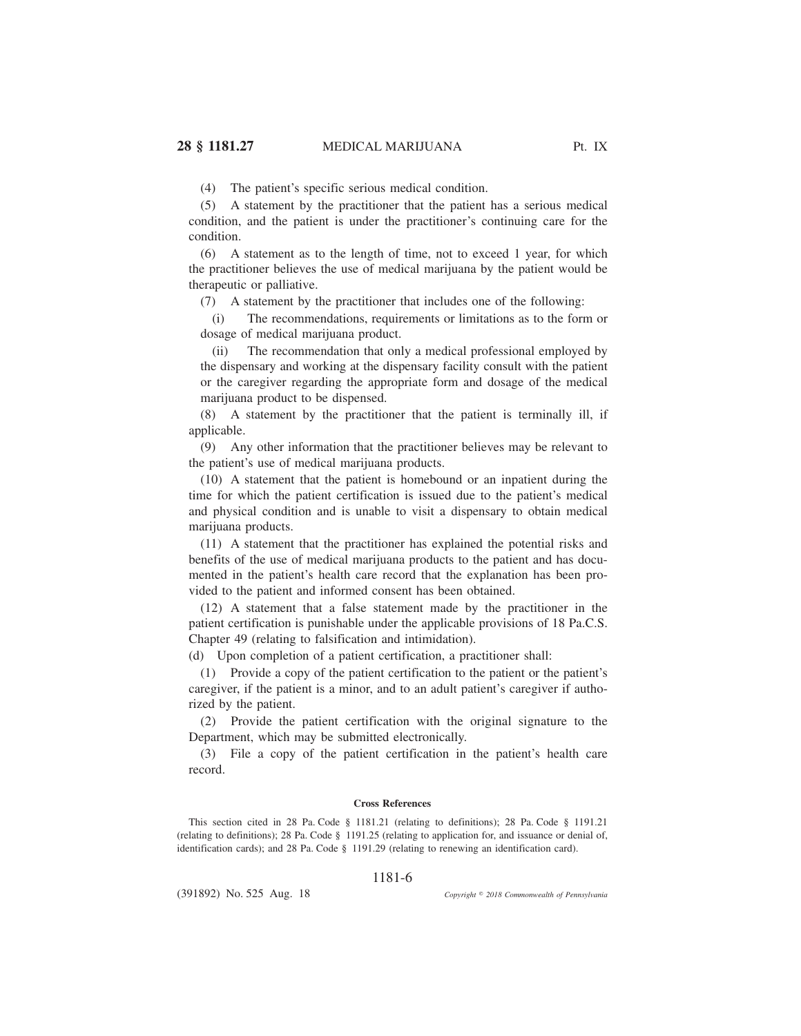(4) The patient's specific serious medical condition.

(5) A statement by the practitioner that the patient has a serious medical condition, and the patient is under the practitioner's continuing care for the condition.

(6) A statement as to the length of time, not to exceed 1 year, for which the practitioner believes the use of medical marijuana by the patient would be therapeutic or palliative.

(7) A statement by the practitioner that includes one of the following:

(i) The recommendations, requirements or limitations as to the form or dosage of medical marijuana product.

(ii) The recommendation that only a medical professional employed by the dispensary and working at the dispensary facility consult with the patient or the caregiver regarding the appropriate form and dosage of the medical marijuana product to be dispensed.

(8) A statement by the practitioner that the patient is terminally ill, if applicable.

(9) Any other information that the practitioner believes may be relevant to the patient's use of medical marijuana products.

(10) A statement that the patient is homebound or an inpatient during the time for which the patient certification is issued due to the patient's medical and physical condition and is unable to visit a dispensary to obtain medical marijuana products.

(11) A statement that the practitioner has explained the potential risks and benefits of the use of medical marijuana products to the patient and has documented in the patient's health care record that the explanation has been provided to the patient and informed consent has been obtained.

(12) A statement that a false statement made by the practitioner in the patient certification is punishable under the applicable provisions of 18 Pa.C.S. Chapter 49 (relating to falsification and intimidation).

(d) Upon completion of a patient certification, a practitioner shall:

(1) Provide a copy of the patient certification to the patient or the patient's caregiver, if the patient is a minor, and to an adult patient's caregiver if authorized by the patient.

(2) Provide the patient certification with the original signature to the Department, which may be submitted electronically.

(3) File a copy of the patient certification in the patient's health care record.

**Cross References**

This section cited in 28 Pa. Code § 1181.21 (relating to definitions); 28 Pa. Code § 1191.21 (relating to definitions); 28 Pa. Code § 1191.25 (relating to application for, and issuance or denial of, identification cards); and 28 Pa. Code § 1191.29 (relating to renewing an identification card).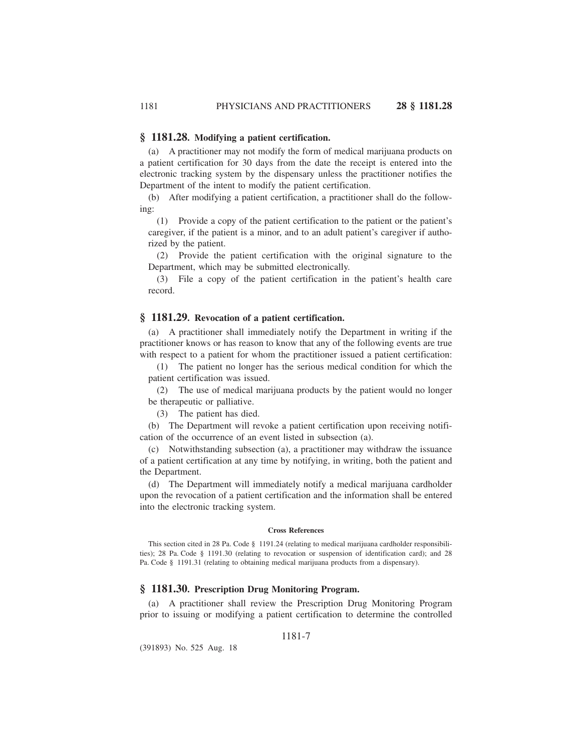## § 1181.28. Modifying a patient certification.

(a) A practitioner may not modify the form of medical marijuana products on a patient certification for 30 days from the date the receipt is entered into the electronic tracking system by the dispensary unless the practitioner notifies the Department of the intent to modify the patient certification.

(b) After modifying a patient certification, a practitioner shall do the following:

(1) Provide a copy of the patient certification to the patient or the patient's caregiver, if the patient is a minor, and to an adult patient's caregiver if authorized by the patient.

(2) Provide the patient certification with the original signature to the Department, which may be submitted electronically.

(3) File a copy of the patient certification in the patient's health care record.

## § 1181.29. Revocation of a patient certification.

(a) A practitioner shall immediately notify the Department in writing if the practitioner knows or has reason to know that any of the following events are true with respect to a patient for whom the practitioner issued a patient certification:

(1) The patient no longer has the serious medical condition for which the patient certification was issued.

(2) The use of medical marijuana products by the patient would no longer be therapeutic or palliative.

(3) The patient has died.

(b) The Department will revoke a patient certification upon receiving notification of the occurrence of an event listed in subsection (a).

(c) Notwithstanding subsection (a), a practitioner may withdraw the issuance of a patient certification at any time by notifying, in writing, both the patient and the Department.

(d) The Department will immediately notify a medical marijuana cardholder upon the revocation of a patient certification and the information shall be entered into the electronic tracking system.

**Cross References**

This section cited in 28 Pa. Code § 1191.24 (relating to medical marijuana cardholder responsibilities); 28 Pa. Code § 1191.30 (relating to revocation or suspension of identification card); and 28 Pa. Code § 1191.31 (relating to obtaining medical marijuana products from a dispensary).

## § 1181.30. Prescription Drug Monitoring Program.

(a) A practitioner shall review the Prescription Drug Monitoring Program prior to issuing or modifying a patient certification to determine the controlled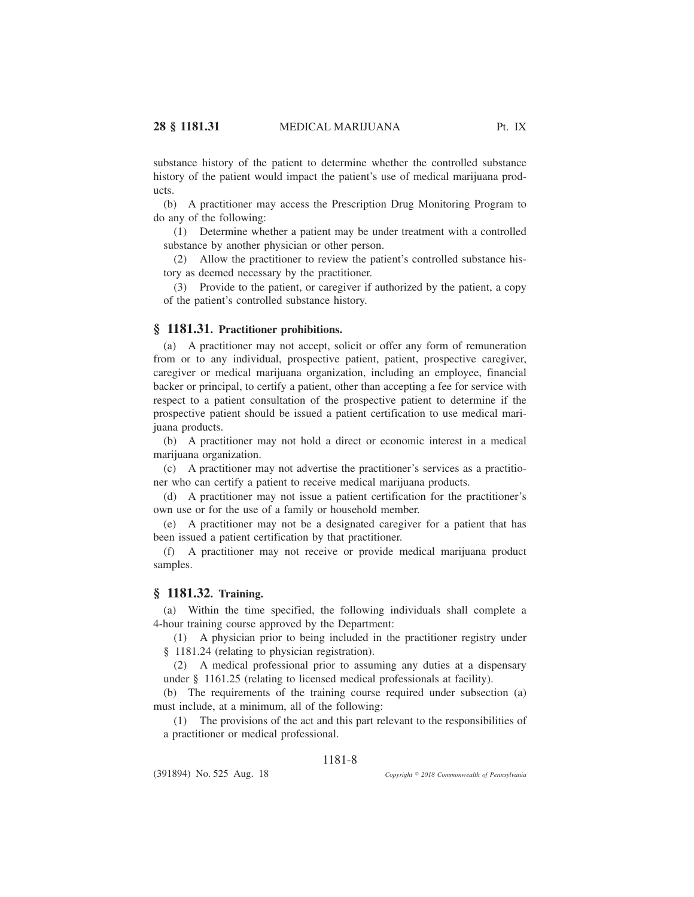substance history of the patient to determine whether the controlled substance history of the patient would impact the patient's use of medical marijuana products.

(b) A practitioner may access the Prescription Drug Monitoring Program to do any of the following:

(1) Determine whether a patient may be under treatment with a controlled substance by another physician or other person.

(2) Allow the practitioner to review the patient's controlled substance history as deemed necessary by the practitioner.

(3) Provide to the patient, or caregiver if authorized by the patient, a copy of the patient's controlled substance history.

## § 1181.31. Practitioner prohibitions.

(a) A practitioner may not accept, solicit or offer any form of remuneration from or to any individual, prospective patient, patient, prospective caregiver, caregiver or medical marijuana organization, including an employee, financial backer or principal, to certify a patient, other than accepting a fee for service with respect to a patient consultation of the prospective patient to determine if the prospective patient should be issued a patient certification to use medical marijuana products.

(b) A practitioner may not hold a direct or economic interest in a medical marijuana organization.

(c) A practitioner may not advertise the practitioner's services as a practitioner who can certify a patient to receive medical marijuana products.

(d) A practitioner may not issue a patient certification for the practitioner's own use or for the use of a family or household member.

(e) A practitioner may not be a designated caregiver for a patient that has been issued a patient certification by that practitioner.

(f) A practitioner may not receive or provide medical marijuana product samples.

## § 1181.32. Training.

(a) Within the time specified, the following individuals shall complete a 4-hour training course approved by the Department:

(1) A physician prior to being included in the practitioner registry under § 1181.24 (relating to physician registration).

(2) A medical professional prior to assuming any duties at a dispensary under § 1161.25 (relating to licensed medical professionals at facility).

(b) The requirements of the training course required under subsection (a) must include, at a minimum, all of the following:

(1) The provisions of the act and this part relevant to the responsibilities of a practitioner or medical professional.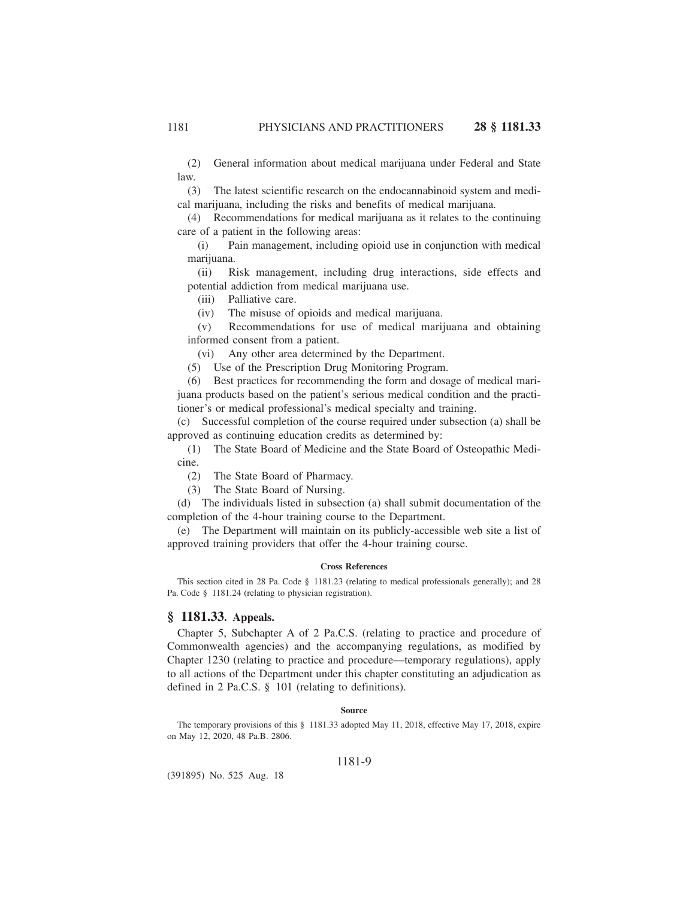(2) General information about medical marijuana under Federal and State law.

(3) The latest scientific research on the endocannabinoid system and medical marijuana, including the risks and benefits of medical marijuana.

(4) Recommendations for medical marijuana as it relates to the continuing care of a patient in the following areas:

(i) Pain management, including opioid use in conjunction with medical marijuana.

(ii) Risk management, including drug interactions, side effects and potential addiction from medical marijuana use.

(iii) Palliative care.

(iv) The misuse of opioids and medical marijuana.

(v) Recommendations for use of medical marijuana and obtaining informed consent from a patient.

(vi) Any other area determined by the Department.

(5) Use of the Prescription Drug Monitoring Program.

(6) Best practices for recommending the form and dosage of medical marijuana products based on the patient's serious medical condition and the practitioner's or medical professional's medical specialty and training.

(c) Successful completion of the course required under subsection (a) shall be approved as continuing education credits as determined by:

(1) The State Board of Medicine and the State Board of Osteopathic Medicine.

(2) The State Board of Pharmacy.

(3) The State Board of Nursing.

(d) The individuals listed in subsection (a) shall submit documentation of the completion of the 4-hour training course to the Department.

(e) The Department will maintain on its publicly-accessible web site a list of approved training providers that offer the 4-hour training course.

#### Cross References

This section cited in 28 Pa. Code § 1181.23 (relating to medical professionals generally); and 28 Pa. Code § 1181.24 (relating to physician registration).

## § 1181.33. Appeals.

Chapter 5, Subchapter A of 2 Pa.C.S. (relating to practice and procedure of Commonwealth agencies) and the accompanying regulations, as modified by Chapter 1230 (relating to practice and procedure—temporary regulations), apply to all actions of the Department under this chapter constituting an adjudication as defined in 2 Pa.C.S. § 101 (relating to definitions).

#### Source

The temporary provisions of this § 1181.33 adopted May 11, 2018, effective May 17, 2018, expire on May 12, 2020, 48 Pa.B. 2806.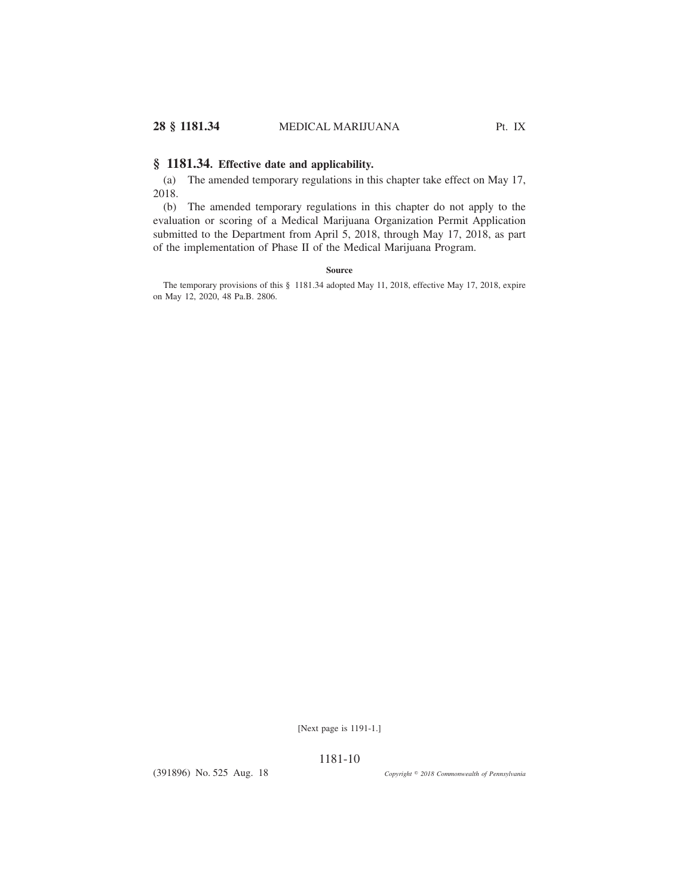## § 1181.34. Effective date and applicability.

(a) The amended temporary regulations in this chapter take effect on May 17, 2018.

(b) The amended temporary regulations in this chapter do not apply to the evaluation or scoring of a Medical Marijuana Organization Permit Application submitted to the Department from April 5, 2018, through May 17, 2018, as part of the implementation of Phase II of the Medical Marijuana Program.

**Source**

The temporary provisions of this § 1181.34 adopted May 11, 2018, effective May 17, 2018, expire on May 12, 2020, 48 Pa.B. 2806.

[Next page is 1191-1.]